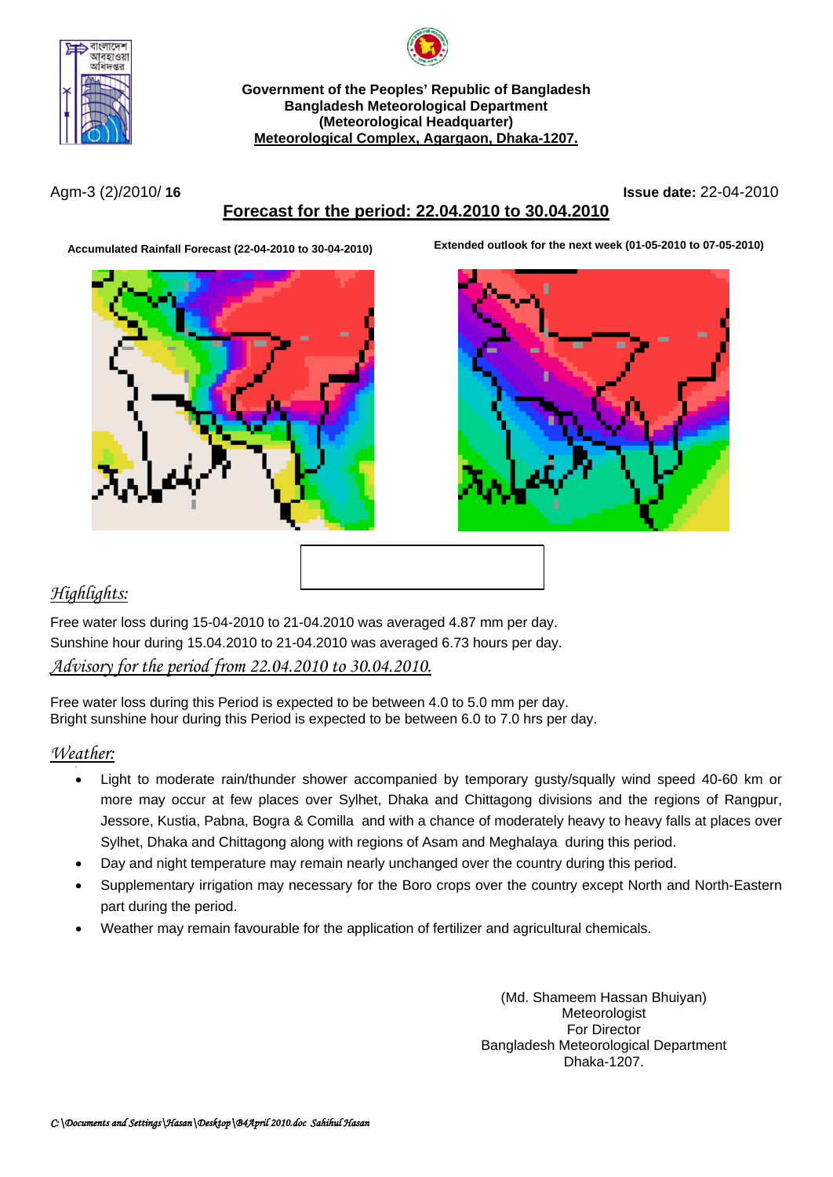**Government of the Peoples' Republic of Bangladesh**
**Bangladesh Meteorological Department**
**(Meteorological Headquarter)**
**Meteorological Complex, Agargaon, Dhaka-1207.**

Agm-3 (2)/2010/ **16** **Issue date:** 22-04-2010

## Forecast for the period: 22.04.2010 to 30.04.2010

**Accumulated Rainfall Forecast (22-04-2010 to 30-04-2010)**

**Extended outlook for the next week (01-05-2010 to 07-05-2010)**

### *Highlights:*

Free water loss during 15-04-2010 to 21-04.2010 was averaged 4.87 mm per day.
Sunshine hour during 15.04.2010 to 21-04.2010 was averaged 6.73 hours per day.

### *Advisory for the period from 22.04.2010 to 30.04.2010.*

Free water loss during this Period is expected to be between 4.0 to 5.0 mm per day.
Bright sunshine hour during this Period is expected to be between 6.0 to 7.0 hrs per day.

### *Weather:*

- Light to moderate rain/thunder shower accompanied by temporary gusty/squally wind speed 40-60 km or more may occur at few places over Sylhet, Dhaka and Chittagong divisions and the regions of Rangpur, Jessore, Kustia, Pabna, Bogra & Comilla and with a chance of moderately heavy to heavy falls at places over Sylhet, Dhaka and Chittagong along with regions of Asam and Meghalaya during this period.
- Day and night temperature may remain nearly unchanged over the country during this period.
- Supplementary irrigation may necessary for the Boro crops over the country except North and North-Eastern part during the period.
- Weather may remain favourable for the application of fertilizer and agricultural chemicals.

(Md. Shameem Hassan Bhuiyan)
Meteorologist
For Director
Bangladesh Meteorological Department
Dhaka-1207.

*C:\Documents and Settings\Hasan\Desktop\B4April 2010.doc Sahihul Hasan*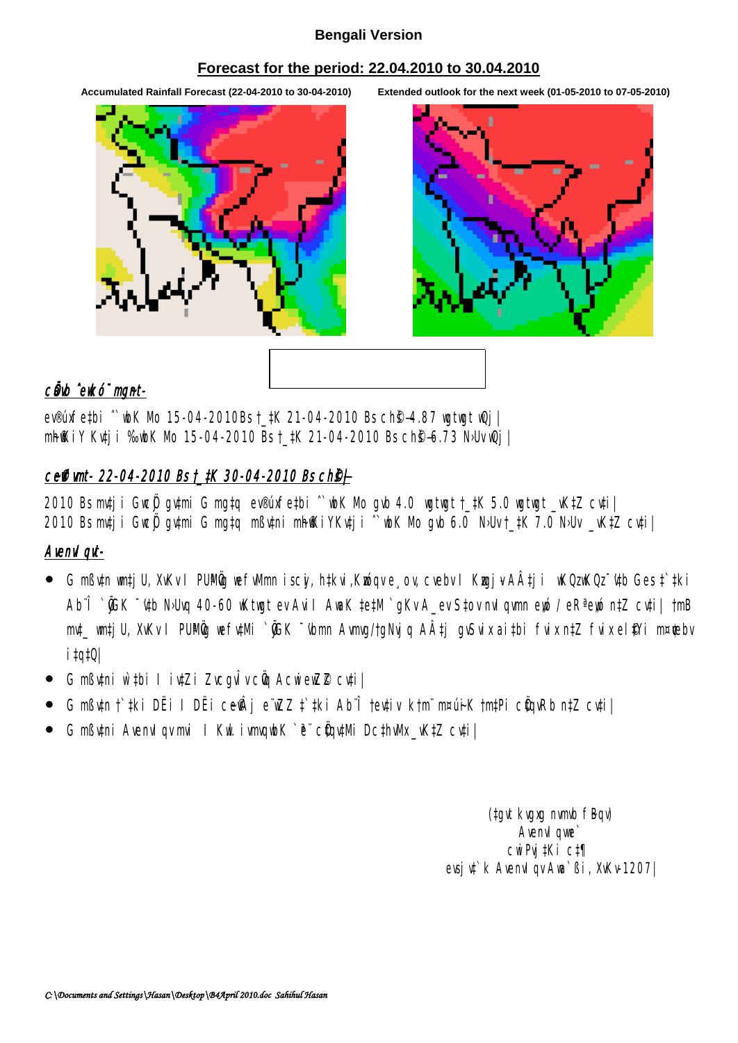**Bengali Version**

**Forecast for the period: 22.04.2010 to 30.04.2010**

**Accumulated Rainfall Forecast (22-04-2010 to 30-04-2010)** **Extended outlook for the next week (01-05-2010 to 07-05-2010)**

## cÔvb ˆewkó¨ mgnt-

ev®úxf‡bi ˆ`wbK Mo 15-04-2010 Bs †_‡K 21-04-2010 Bs ch©š—4.87 wgtwgt wQj|
mh©wKiY Kvtji ‰`wbK Mo 15-04-2010 Bs †_‡K 21-04-2010 Bs ch©š—6.73 NÈv wQj|

## ceffvmt- 22-04-2010 Bs †\_‡K 30-04-2010 Bs ch©š—

2010 Bs mv‡ji GwcÖj gv‡mi G mgtq ev®úxfe‡bi ˆ`wbK Mo gvb 4.0 wgtwgt †\_‡K 5.0 wgtwgt \_vK‡Z cv‡i|
2010 Bs mv‡ji GwcÖj gv‡mi G mgtq mßv‡ni mh©wKiYKv‡ji ˆ`wbK Mo gvb 6.0 NÈv †\_‡K 7.0 NÈv \_vK‡Z cv‡i|

## Avenvl qut-

- G mßv‡n wm‡jU, XvKv I PÆMÖvg wefvMmn iscyi, h‡kvi,Kzwóqv e¸ov, cvebv I Kzwgj­v AÂ‡ji wKQzwKQz ¯'v‡b Ges‡`‡ki Ab¨Î `gKv ¯'v‡b NÈvq 40-60 wKtwgt evAvi AwaK †e‡M `gKv A\_ev S‡ovnvl qvmn ew0 / eR ªew0 n‡Z cv‡i| †mB mv\_ wm‡jU, XvKv I PÆMÖvg wefv‡Mi `gK ¯'vbmn Avmvg/†gNvjq AÂ‡j gvSvix ai‡bi fvix n‡Z fvix el©‡Yi m¤¢vebv i‡q‡Q|
- G mßv‡ni w`‡bi I iv‡Zi ZvcgvÎv cÖvq Acwie‡Z©Z cv‡i|
- G mßv‡n †`‡ki DËi I DËi ce©vÂj e¨wZZ ‡`‡ki Ab¨Î †ev‡iv k‡m¨ mÜ¨ui-K †m‡Pi cÖ‡qvRb n‡Z cv‡i|
- G mßv‡ni Avenvl qvmv I Kw. ivmvqwbK `e¨ cÖ‡qv‡Mi Dc‡hvMx \_vK‡Z cv‡i|

(‡gvt kvgxg nvmvb f‚Bqv)
Avenvl qwe`
cwiPvj‡Ki c‡¶
evsjv‡`k Avenvl qv Awa`ßi, XvKv-1207|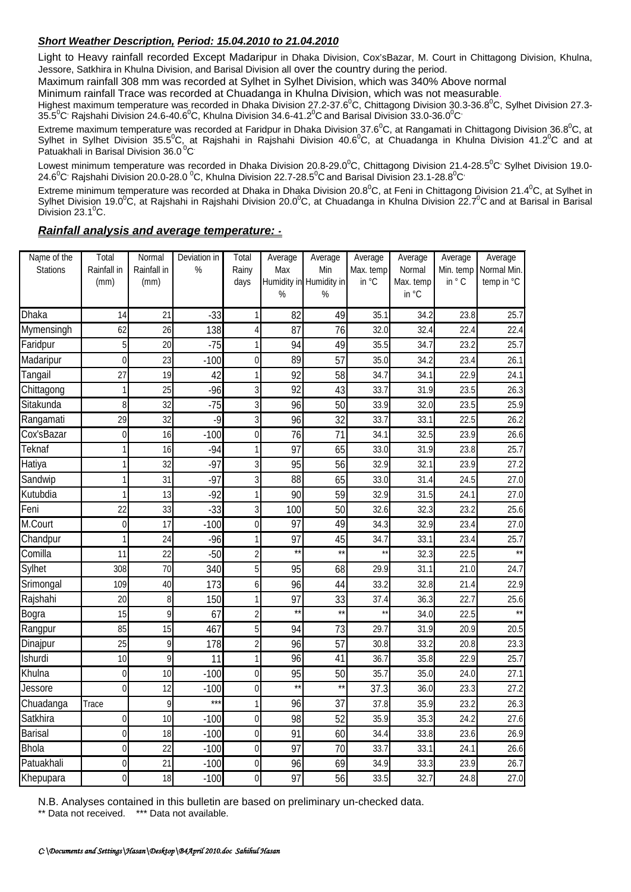## ***Short Weather Description, Period: 15.04.2010 to 21.04.2010***

Light to Heavy rainfall recorded Except Madaripur in Dhaka Division, Cox'sBazar, M. Court in Chittagong Division, Khulna, Jessore, Satkhira in Khulna Division, and Barisal Division all over the country during the period.

Maximum rainfall 308 mm was recorded at Sylhet in Sylhet Division, which was 340% Above normal

Minimum rainfall Trace was recorded at Chuadanga in Khulna Division, which was not measurable.

Highest maximum temperature was recorded in Dhaka Division 27.2-37.6$^0$C, Chittagong Division 30.3-36.8$^0$C, Sylhet Division 27.3-35.5$^0$C, Rajshahi Division 24.6-40.6$^0$C, Khulna Division 34.6-41.2$^0$C and Barisal Division 33.0-36.0$^0$C.

Extreme maximum temperature was recorded at Faridpur in Dhaka Division 37.6$^0$C, at Rangamati in Chittagong Division 36.8$^0$C, at Sylhet in Sylhet Division 35.5$^0$C, at Rajshahi in Rajshahi Division 40.6$^0$C, at Chuadanga in Khulna Division 41.2$^0$C and at Patuakhali in Barisal Division 36.0 $^0$C.

Lowest minimum temperature was recorded in Dhaka Division 20.8-29.0$^0$C, Chittagong Division 21.4-28.5$^0$C, Sylhet Division 19.0-24.6$^0$C, Rajshahi Division 20.0-28.0 $^0$C, Khulna Division 22.7-28.5$^0$C and Barisal Division 23.1-28.8$^0$C.

Extreme minimum temperature was recorded at Dhaka in Dhaka Division 20.8$^0$C, at Feni in Chittagong Division 21.4$^0$C, at Sylhet in Sylhet Division 19.0$^0$C, at Rajshahi in Rajshahi Division 20.0$^0$C, at Chuadanga in Khulna Division 22.7$^0$C and at Barisal in Barisal Division 23.1$^0$C.

## ***Rainfall analysis and average temperature: -***

| Name of the Stations | Total Rainfall in (mm) | Normal Rainfall in (mm) | Deviation in % | Total Rainy days | Average Max Humidity in % | Average Min Humidity in % | Average Max. temp in °C | Average Normal Max. temp in °C | Average Min. temp in ° C | Average Normal Min. temp in °C |
|---|---|---|---|---|---|---|---|---|---|---|
| Dhaka | 14 | 21 | -33 | 1 | 82 | 49 | 35.1 | 34.2 | 23.8 | 25.7 |
| Mymensingh | 62 | 26 | 138 | 4 | 87 | 76 | 32.0 | 32.4 | 22.4 | 22.4 |
| Faridpur | 5 | 20 | -75 | 1 | 94 | 49 | 35.5 | 34.7 | 23.2 | 25.7 |
| Madaripur | 0 | 23 | -100 | 0 | 89 | 57 | 35.0 | 34.2 | 23.4 | 26.1 |
| Tangail | 27 | 19 | 42 | 1 | 92 | 58 | 34.7 | 34.1 | 22.9 | 24.1 |
| Chittagong | 1 | 25 | -96 | 3 | 92 | 43 | 33.7 | 31.9 | 23.5 | 26.3 |
| Sitakunda | 8 | 32 | -75 | 3 | 96 | 50 | 33.9 | 32.0 | 23.5 | 25.9 |
| Rangamati | 29 | 32 | -9 | 3 | 96 | 32 | 33.7 | 33.1 | 22.5 | 26.2 |
| Cox'sBazar | 0 | 16 | -100 | 0 | 76 | 71 | 34.1 | 32.5 | 23.9 | 26.6 |
| Teknaf | 1 | 16 | -94 | 1 | 97 | 65 | 33.0 | 31.9 | 23.8 | 25.7 |
| Hatiya | 1 | 32 | -97 | 3 | 95 | 56 | 32.9 | 32.1 | 23.9 | 27.2 |
| Sandwip | 1 | 31 | -97 | 3 | 88 | 65 | 33.0 | 31.4 | 24.5 | 27.0 |
| Kutubdia | 1 | 13 | -92 | 1 | 90 | 59 | 32.9 | 31.5 | 24.1 | 27.0 |
| Feni | 22 | 33 | -33 | 3 | 100 | 50 | 32.6 | 32.3 | 23.2 | 25.6 |
| M.Court | 0 | 17 | -100 | 0 | 97 | 49 | 34.3 | 32.9 | 23.4 | 27.0 |
| Chandpur | 1 | 24 | -96 | 1 | 97 | 45 | 34.7 | 33.1 | 23.4 | 25.7 |
| Comilla | 11 | 22 | -50 | 2 | ** | ** | ** | 32.3 | 22.5 | ** |
| Sylhet | 308 | 70 | 340 | 5 | 95 | 68 | 29.9 | 31.1 | 21.0 | 24.7 |
| Srimongal | 109 | 40 | 173 | 6 | 96 | 44 | 33.2 | 32.8 | 21.4 | 22.9 |
| Rajshahi | 20 | 8 | 150 | 1 | 97 | 33 | 37.4 | 36.3 | 22.7 | 25.6 |
| Bogra | 15 | 9 | 67 | 2 | ** | ** | ** | 34.0 | 22.5 | ** |
| Rangpur | 85 | 15 | 467 | 5 | 94 | 73 | 29.7 | 31.9 | 20.9 | 20.5 |
| Dinajpur | 25 | 9 | 178 | 2 | 96 | 57 | 30.8 | 33.2 | 20.8 | 23.3 |
| Ishurdi | 10 | 9 | 11 | 1 | 96 | 41 | 36.7 | 35.8 | 22.9 | 25.7 |
| Khulna | 0 | 10 | -100 | 0 | 95 | 50 | 35.7 | 35.0 | 24.0 | 27.1 |
| Jessore | 0 | 12 | -100 | 0 | ** | ** | 37.3 | 36.0 | 23.3 | 27.2 |
| Chuadanga | Trace | 9 | *** | 1 | 96 | 37 | 37.8 | 35.9 | 23.2 | 26.3 |
| Satkhira | 0 | 10 | -100 | 0 | 98 | 52 | 35.9 | 35.3 | 24.2 | 27.6 |
| Barisal | 0 | 18 | -100 | 0 | 91 | 60 | 34.4 | 33.8 | 23.6 | 26.9 |
| Bhola | 0 | 22 | -100 | 0 | 97 | 70 | 33.7 | 33.1 | 24.1 | 26.6 |
| Patuakhali | 0 | 21 | -100 | 0 | 96 | 69 | 34.9 | 33.3 | 23.9 | 26.7 |
| Khepupara | 0 | 18 | -100 | 0 | 97 | 56 | 33.5 | 32.7 | 24.8 | 27.0 |

N.B. Analyses contained in this bulletin are based on preliminary un-checked data.

** Data not received. *** Data not available.

*C:\Documents and Settings\Hasan\Desktop\B4April 2010.doc Sahihul Hasan*